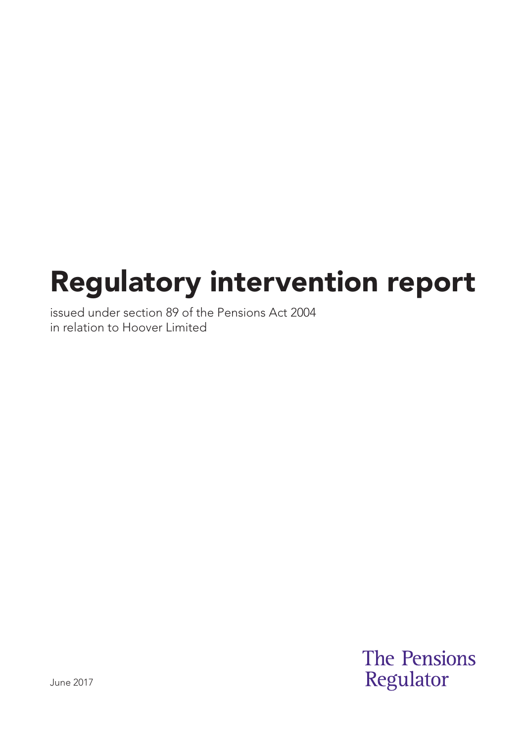# Regulatory intervention report

issued under section 89 of the Pensions Act 2004
in relation to Hoover Limited

June 2017

The Pensions Regulator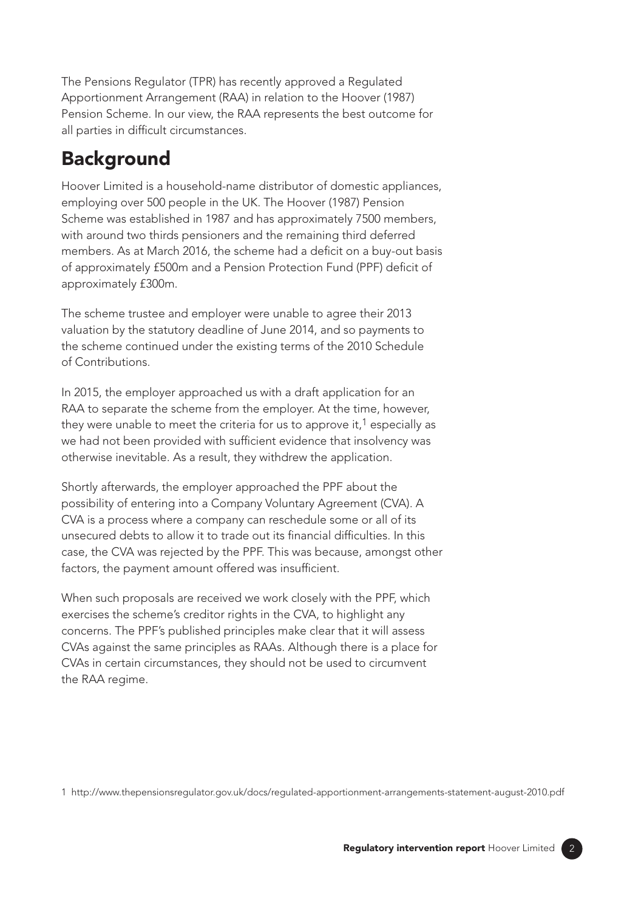The Pensions Regulator (TPR) has recently approved a Regulated Apportionment Arrangement (RAA) in relation to the Hoover (1987) Pension Scheme. In our view, the RAA represents the best outcome for all parties in difficult circumstances.

## Background

Hoover Limited is a household-name distributor of domestic appliances, employing over 500 people in the UK. The Hoover (1987) Pension Scheme was established in 1987 and has approximately 7500 members, with around two thirds pensioners and the remaining third deferred members. As at March 2016, the scheme had a deficit on a buy-out basis of approximately £500m and a Pension Protection Fund (PPF) deficit of approximately £300m.

The scheme trustee and employer were unable to agree their 2013 valuation by the statutory deadline of June 2014, and so payments to the scheme continued under the existing terms of the 2010 Schedule of Contributions.

In 2015, the employer approached us with a draft application for an RAA to separate the scheme from the employer. At the time, however, they were unable to meet the criteria for us to approve it,[1] especially as we had not been provided with sufficient evidence that insolvency was otherwise inevitable. As a result, they withdrew the application.

Shortly afterwards, the employer approached the PPF about the possibility of entering into a Company Voluntary Agreement (CVA). A CVA is a process where a company can reschedule some or all of its unsecured debts to allow it to trade out its financial difficulties. In this case, the CVA was rejected by the PPF. This was because, amongst other factors, the payment amount offered was insufficient.

When such proposals are received we work closely with the PPF, which exercises the scheme's creditor rights in the CVA, to highlight any concerns. The PPF's published principles make clear that it will assess CVAs against the same principles as RAAs. Although there is a place for CVAs in certain circumstances, they should not be used to circumvent the RAA regime.

1 http://www.thepensionsregulator.gov.uk/docs/regulated-apportionment-arrangements-statement-august-2010.pdf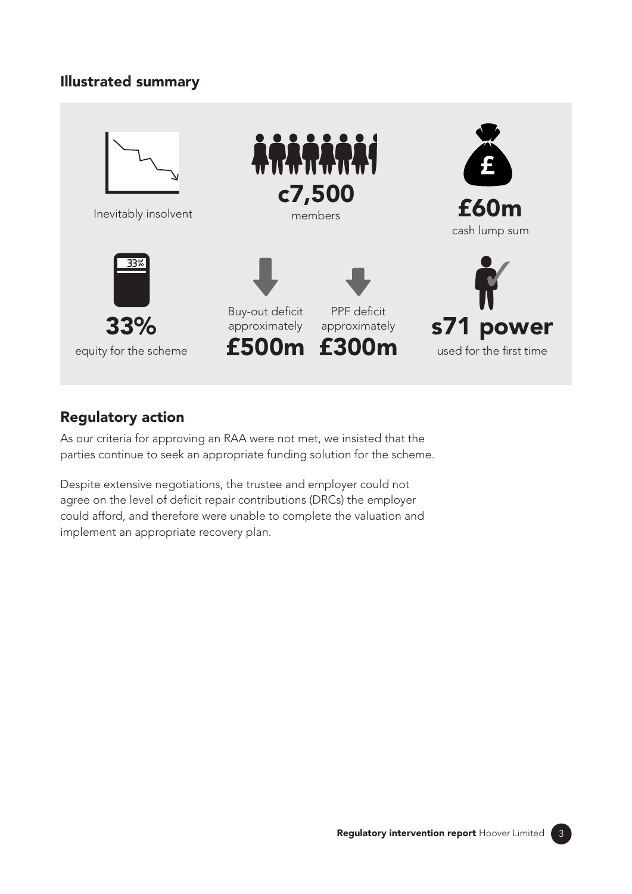## Illustrated summary

Inevitably insolvent

**c7,500**
members

**£60m**
cash lump sum

**33%**
equity for the scheme

Buy-out deficit approximately
**£500m**

PPF deficit approximately
**£300m**

**s71 power**
used for the first time

## Regulatory action

As our criteria for approving an RAA were not met, we insisted that the parties continue to seek an appropriate funding solution for the scheme.

Despite extensive negotiations, the trustee and employer could not agree on the level of deficit repair contributions (DRCs) the employer could afford, and therefore were unable to complete the valuation and implement an appropriate recovery plan.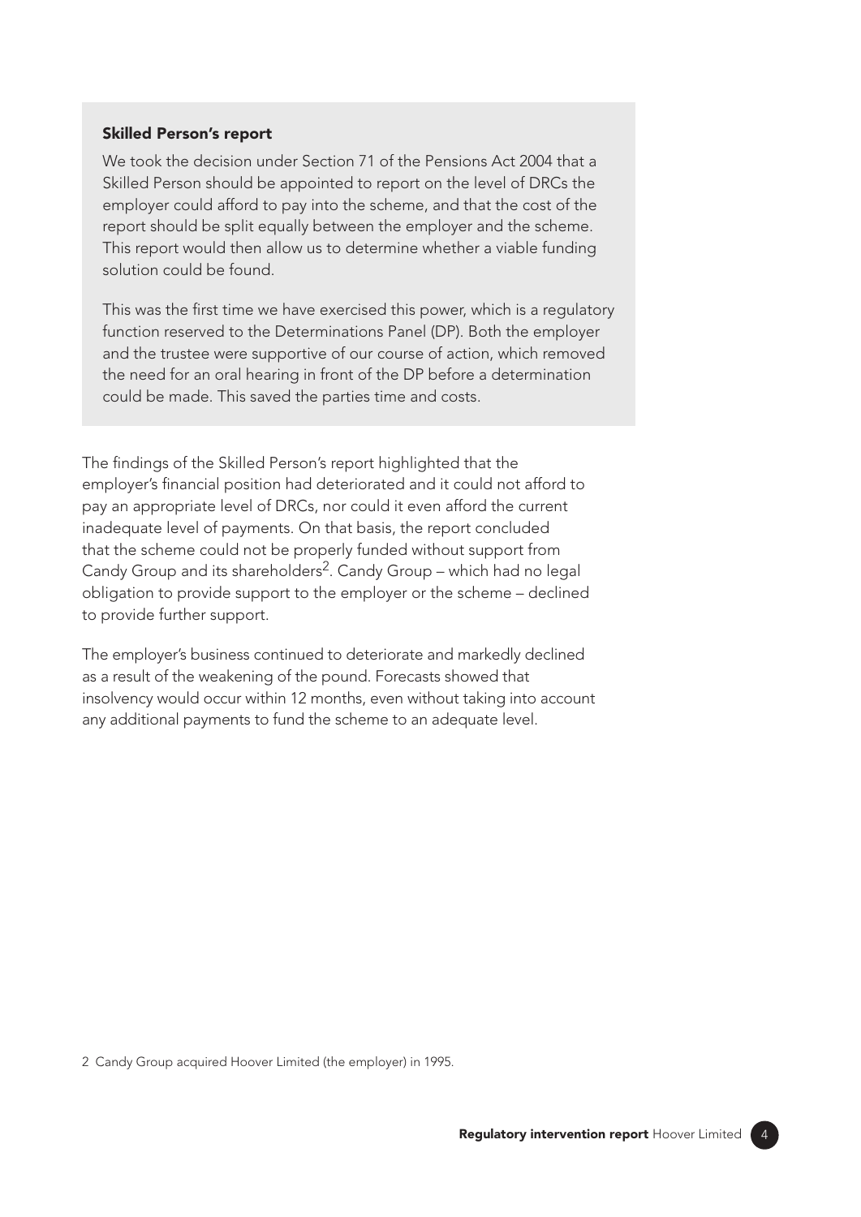### Skilled Person's report

We took the decision under Section 71 of the Pensions Act 2004 that a Skilled Person should be appointed to report on the level of DRCs the employer could afford to pay into the scheme, and that the cost of the report should be split equally between the employer and the scheme. This report would then allow us to determine whether a viable funding solution could be found.

This was the first time we have exercised this power, which is a regulatory function reserved to the Determinations Panel (DP). Both the employer and the trustee were supportive of our course of action, which removed the need for an oral hearing in front of the DP before a determination could be made. This saved the parties time and costs.

The findings of the Skilled Person's report highlighted that the employer's financial position had deteriorated and it could not afford to pay an appropriate level of DRCs, nor could it even afford the current inadequate level of payments. On that basis, the report concluded that the scheme could not be properly funded without support from Candy Group and its shareholders[2]. Candy Group – which had no legal obligation to provide support to the employer or the scheme – declined to provide further support.

The employer's business continued to deteriorate and markedly declined as a result of the weakening of the pound. Forecasts showed that insolvency would occur within 12 months, even without taking into account any additional payments to fund the scheme to an adequate level.

2 Candy Group acquired Hoover Limited (the employer) in 1995.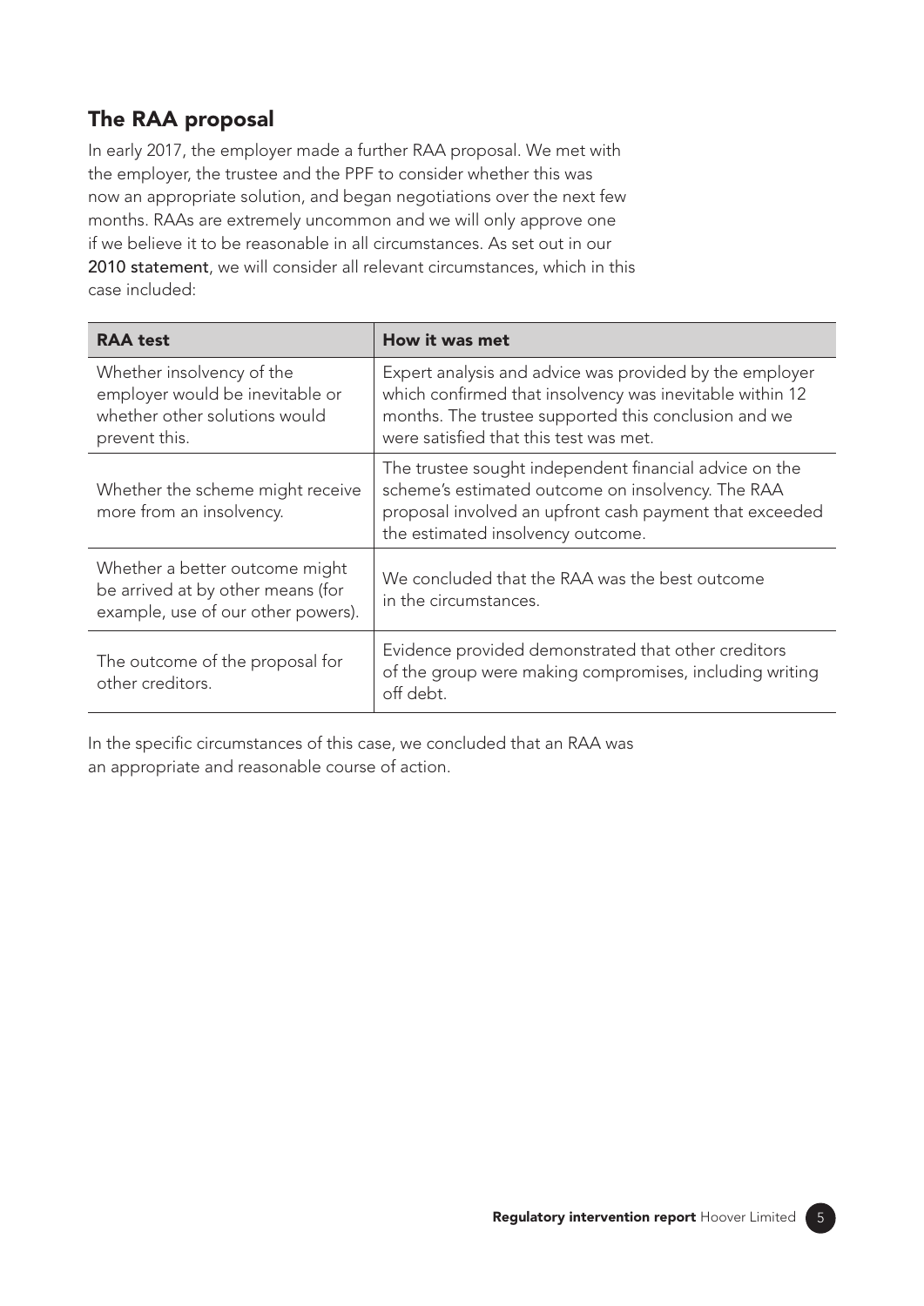## The RAA proposal

In early 2017, the employer made a further RAA proposal. We met with the employer, the trustee and the PPF to consider whether this was now an appropriate solution, and began negotiations over the next few months. RAAs are extremely uncommon and we will only approve one if we believe it to be reasonable in all circumstances. As set out in our 2010 statement, we will consider all relevant circumstances, which in this case included:

| RAA test | How it was met |
| --- | --- |
| Whether insolvency of the employer would be inevitable or whether other solutions would prevent this. | Expert analysis and advice was provided by the employer which confirmed that insolvency was inevitable within 12 months. The trustee supported this conclusion and we were satisfied that this test was met. |
| Whether the scheme might receive more from an insolvency. | The trustee sought independent financial advice on the scheme's estimated outcome on insolvency. The RAA proposal involved an upfront cash payment that exceeded the estimated insolvency outcome. |
| Whether a better outcome might be arrived at by other means (for example, use of our other powers). | We concluded that the RAA was the best outcome in the circumstances. |
| The outcome of the proposal for other creditors. | Evidence provided demonstrated that other creditors of the group were making compromises, including writing off debt. |

In the specific circumstances of this case, we concluded that an RAA was an appropriate and reasonable course of action.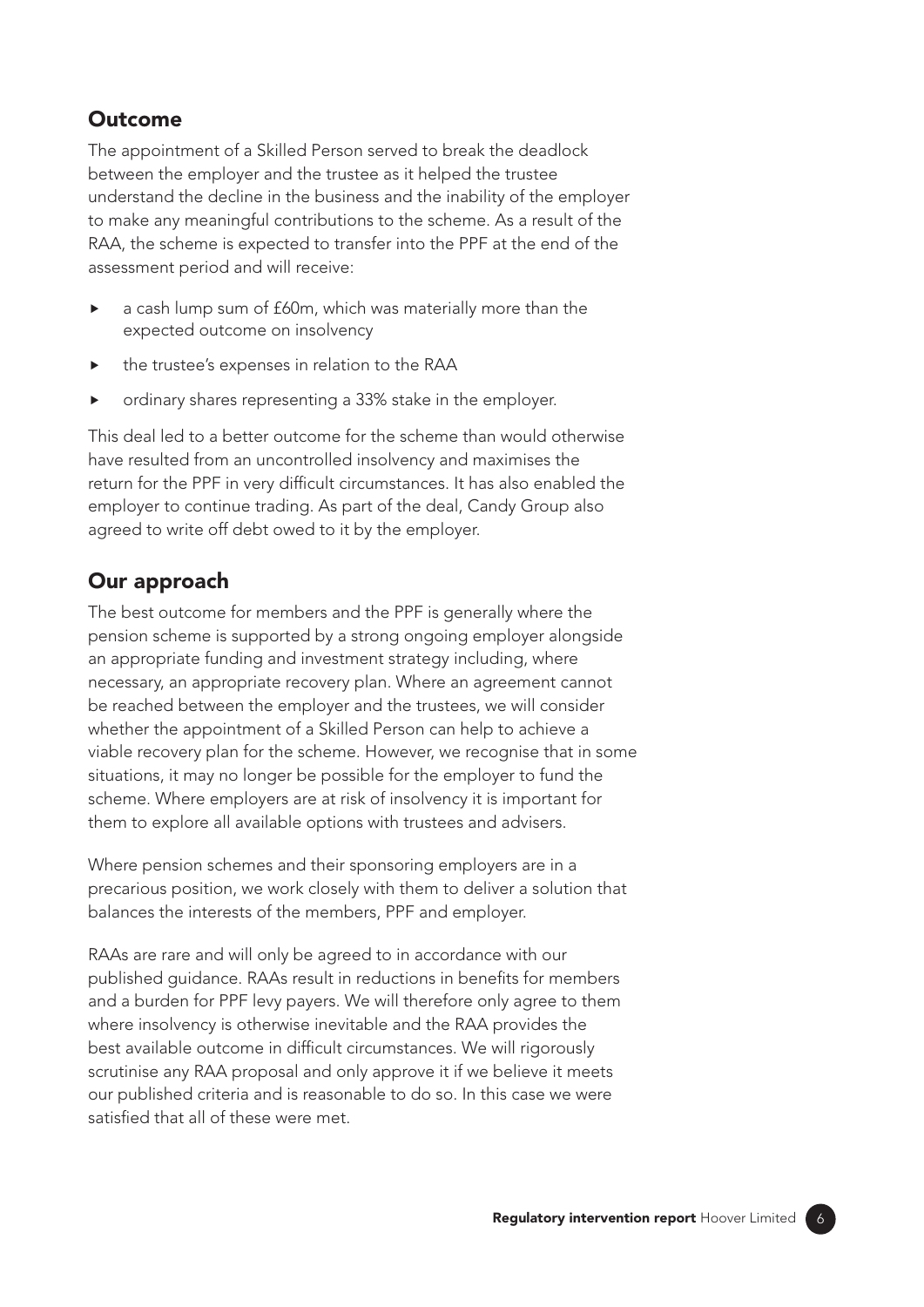## Outcome

The appointment of a Skilled Person served to break the deadlock between the employer and the trustee as it helped the trustee understand the decline in the business and the inability of the employer to make any meaningful contributions to the scheme. As a result of the RAA, the scheme is expected to transfer into the PPF at the end of the assessment period and will receive:

- a cash lump sum of £60m, which was materially more than the expected outcome on insolvency
- the trustee's expenses in relation to the RAA
- ordinary shares representing a 33% stake in the employer.

This deal led to a better outcome for the scheme than would otherwise have resulted from an uncontrolled insolvency and maximises the return for the PPF in very difficult circumstances. It has also enabled the employer to continue trading. As part of the deal, Candy Group also agreed to write off debt owed to it by the employer.

## Our approach

The best outcome for members and the PPF is generally where the pension scheme is supported by a strong ongoing employer alongside an appropriate funding and investment strategy including, where necessary, an appropriate recovery plan. Where an agreement cannot be reached between the employer and the trustees, we will consider whether the appointment of a Skilled Person can help to achieve a viable recovery plan for the scheme. However, we recognise that in some situations, it may no longer be possible for the employer to fund the scheme. Where employers are at risk of insolvency it is important for them to explore all available options with trustees and advisers.

Where pension schemes and their sponsoring employers are in a precarious position, we work closely with them to deliver a solution that balances the interests of the members, PPF and employer.

RAAs are rare and will only be agreed to in accordance with our published guidance. RAAs result in reductions in benefits for members and a burden for PPF levy payers. We will therefore only agree to them where insolvency is otherwise inevitable and the RAA provides the best available outcome in difficult circumstances. We will rigorously scrutinise any RAA proposal and only approve it if we believe it meets our published criteria and is reasonable to do so. In this case we were satisfied that all of these were met.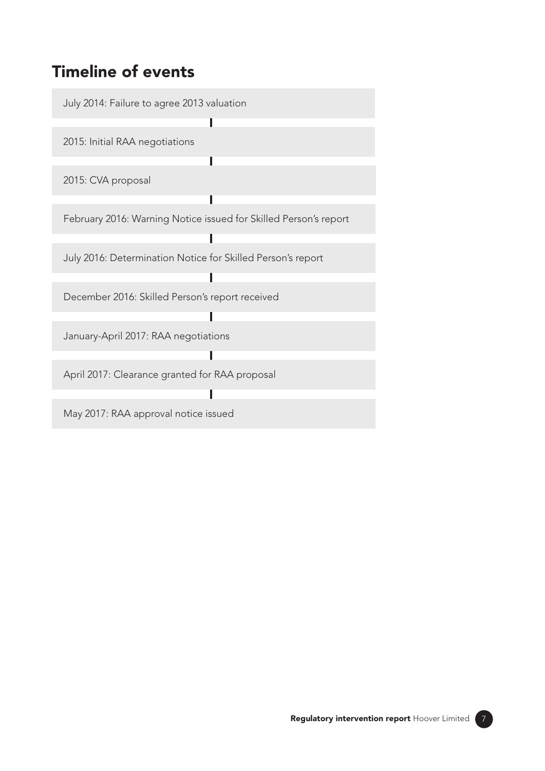## Timeline of events

- July 2014: Failure to agree 2013 valuation
- 2015: Initial RAA negotiations
- 2015: CVA proposal
- February 2016: Warning Notice issued for Skilled Person's report
- July 2016: Determination Notice for Skilled Person's report
- December 2016: Skilled Person's report received
- January-April 2017: RAA negotiations
- April 2017: Clearance granted for RAA proposal
- May 2017: RAA approval notice issued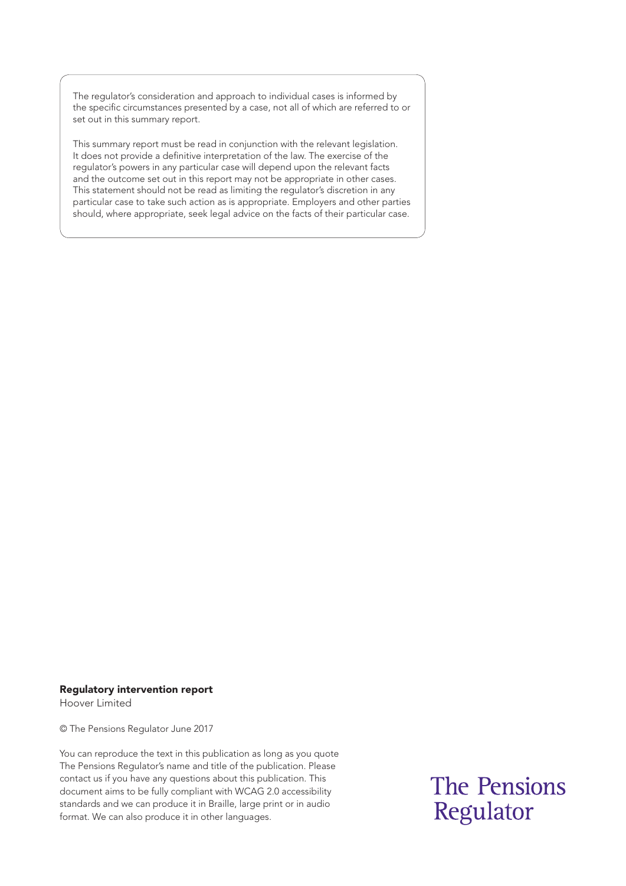The regulator's consideration and approach to individual cases is informed by the specific circumstances presented by a case, not all of which are referred to or set out in this summary report.

This summary report must be read in conjunction with the relevant legislation. It does not provide a definitive interpretation of the law. The exercise of the regulator's powers in any particular case will depend upon the relevant facts and the outcome set out in this report may not be appropriate in other cases. This statement should not be read as limiting the regulator's discretion in any particular case to take such action as is appropriate. Employers and other parties should, where appropriate, seek legal advice on the facts of their particular case.

**Regulatory intervention report**
Hoover Limited

© The Pensions Regulator June 2017

You can reproduce the text in this publication as long as you quote The Pensions Regulator's name and title of the publication. Please contact us if you have any questions about this publication. This document aims to be fully compliant with WCAG 2.0 accessibility standards and we can produce it in Braille, large print or in audio format. We can also produce it in other languages.

The Pensions Regulator